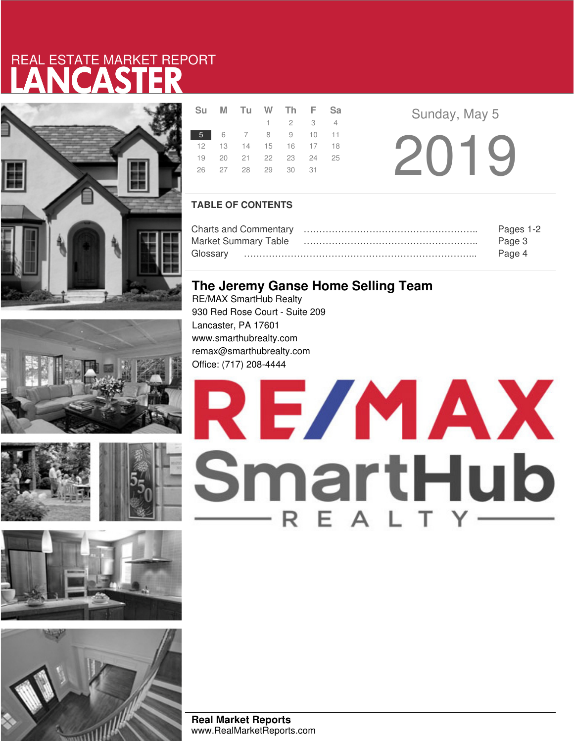REAL ESTATE MARKET REPORT

# LANCASTER

| Su | M | Tu | W | Th | F | Sa |
|---|---|---|---|---|---|---|
| | | | 1 | 2 | 3 | 4 |
| 5 | 6 | 7 | 8 | 9 | 10 | 11 |
| 12 | 13 | 14 | 15 | 16 | 17 | 18 |
| 19 | 20 | 21 | 22 | 23 | 24 | 25 |
| 26 | 27 | 28 | 29 | 30 | 31 | |

Sunday, May 5

2019

## TABLE OF CONTENTS

Charts and Commentary ………………………………………………….. Pages 1-2
Market Summary Table ………………………………………………….. Page 3
Glossary ……………………………………………………………………... Page 4

## The Jeremy Ganse Home Selling Team

RE/MAX SmartHub Realty
930 Red Rose Court - Suite 209
Lancaster, PA 17601
www.smarthubrealty.com
remax@smarthubrealty.com
Office: (717) 208-4444

RE/MAX SmartHub REALTY

**Real Market Reports**
www.RealMarketReports.com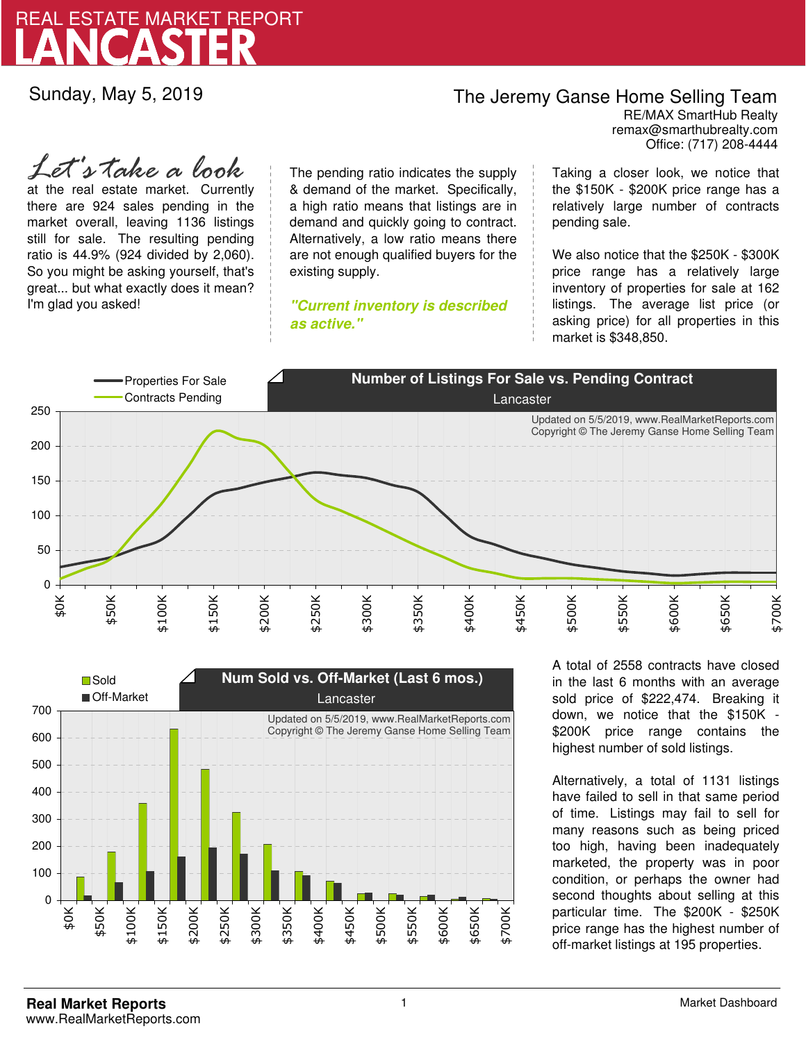# REAL ESTATE MARKET REPORT
# LANCASTER

Sunday, May 5, 2019

**The Jeremy Ganse Home Selling Team**
RE/MAX SmartHub Realty
remax@smarthubrealty.com
Office: (717) 208-4444

*Let's take a look* at the real estate market. Currently there are 924 sales pending in the market overall, leaving 1136 listings still for sale. The resulting pending ratio is 44.9% (924 divided by 2,060). So you might be asking yourself, that's great... but what exactly does it mean? I'm glad you asked!

The pending ratio indicates the supply & demand of the market. Specifically, a high ratio means that listings are in demand and quickly going to contract. Alternatively, a low ratio means there are not enough qualified buyers for the existing supply.

***"Current inventory is described as active."***

Taking a closer look, we notice that the $150K - $200K price range has a relatively large number of contracts pending sale.

We also notice that the $250K - $300K price range has a relatively large inventory of properties for sale at 162 listings. The average list price (or asking price) for all properties in this market is $348,850.

**Number of Listings For Sale vs. Pending Contract**
Lancaster

Properties For Sale
Contracts Pending

Updated on 5/5/2019, www.RealMarketReports.com
Copyright © The Jeremy Ganse Home Selling Team

**Num Sold vs. Off-Market (Last 6 mos.)**
Lancaster

Sold
Off-Market

Updated on 5/5/2019, www.RealMarketReports.com
Copyright © The Jeremy Ganse Home Selling Team

A total of 2558 contracts have closed in the last 6 months with an average sold price of $222,474. Breaking it down, we notice that the $150K - $200K price range contains the highest number of sold listings.

Alternatively, a total of 1131 listings have failed to sell in that same period of time. Listings may fail to sell for many reasons such as being priced too high, having been inadequately marketed, the property was in poor condition, or perhaps the owner had second thoughts about selling at this particular time. The $200K - $250K price range has the highest number of off-market listings at 195 properties.

**Real Market Reports**
www.RealMarketReports.com

Market Dashboard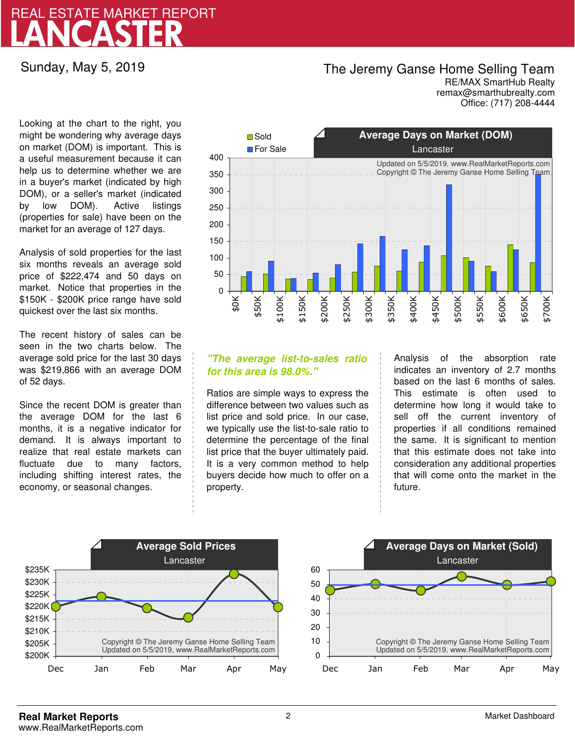# REAL ESTATE MARKET REPORT
# LANCASTER

Sunday, May 5, 2019

## The Jeremy Ganse Home Selling Team

RE/MAX SmartHub Realty
remax@smarthubrealty.com
Office: (717) 208-4444

Looking at the chart to the right, you might be wondering why average days on market (DOM) is important. This is a useful measurement because it can help us to determine whether we are in a buyer's market (indicated by high DOM), or a seller's market (indicated by low DOM). Active listings (properties for sale) have been on the market for an average of 127 days.

Analysis of sold properties for the last six months reveals an average sold price of $222,474 and 50 days on market. Notice that properties in the $150K - $200K price range have sold quickest over the last six months.

The recent history of sales can be seen in the two charts below. The average sold price for the last 30 days was $219,866 with an average DOM of 52 days.

Since the recent DOM is greater than the average DOM for the last 6 months, it is a negative indicator for demand. It is always important to realize that real estate markets can fluctuate due to many factors, including shifting interest rates, the economy, or seasonal changes.

***"The average list-to-sales ratio for this area is 98.0%."***

Ratios are simple ways to express the difference between two values such as list price and sold price. In our case, we typically use the list-to-sale ratio to determine the percentage of the final list price that the buyer ultimately paid. It is a very common method to help buyers decide how much to offer on a property.

Analysis of the absorption rate indicates an inventory of 2.7 months based on the last 6 months of sales. This estimate is often used to determine how long it would take to sell off the current inventory of properties if all conditions remained the same. It is significant to mention that this estimate does not take into consideration any additional properties that will come onto the market in the future.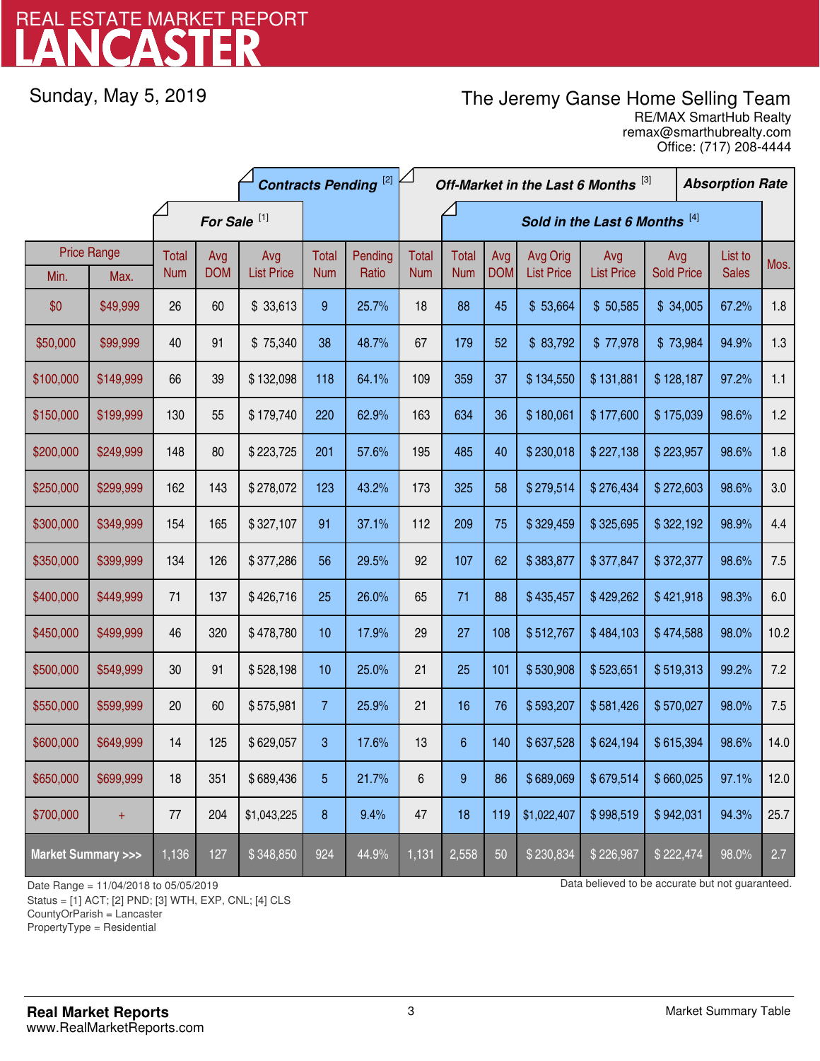# REAL ESTATE MARKET REPORT
# LANCASTER

Sunday, May 5, 2019

The Jeremy Ganse Home Selling Team
RE/MAX SmartHub Realty
remax@smarthubrealty.com
Office: (717) 208-4444

| Price Range | | For Sale [1] | | | Contracts Pending [2] | | Off-Market in the Last 6 Months [3] | Sold in the Last 6 Months [4] | | | | | | Absorption Rate |
|---|---|---|---|---|---|---|---|---|---|---|---|---|---|---|
| Min. | Max. | Total Num | Avg DOM | Avg List Price | Total Num | Pending Ratio | Total Num | Total Num | Avg DOM | Avg Orig List Price | Avg List Price | Avg Sold Price | List to Sales | Mos. |
| $0 | $49,999 | 26 | 60 | $ 33,613 | 9 | 25.7% | 18 | 88 | 45 | $ 53,664 | $ 50,585 | $ 34,005 | 67.2% | 1.8 |
| $50,000 | $99,999 | 40 | 91 | $ 75,340 | 38 | 48.7% | 67 | 179 | 52 | $ 83,792 | $ 77,978 | $ 73,984 | 94.9% | 1.3 |
| $100,000 | $149,999 | 66 | 39 | $ 132,098 | 118 | 64.1% | 109 | 359 | 37 | $ 134,550 | $ 131,881 | $ 128,187 | 97.2% | 1.1 |
| $150,000 | $199,999 | 130 | 55 | $ 179,740 | 220 | 62.9% | 163 | 634 | 36 | $ 180,061 | $ 177,600 | $ 175,039 | 98.6% | 1.2 |
| $200,000 | $249,999 | 148 | 80 | $ 223,725 | 201 | 57.6% | 195 | 485 | 40 | $ 230,018 | $ 227,138 | $ 223,957 | 98.6% | 1.8 |
| $250,000 | $299,999 | 162 | 143 | $ 278,072 | 123 | 43.2% | 173 | 325 | 58 | $ 279,514 | $ 276,434 | $ 272,603 | 98.6% | 3.0 |
| $300,000 | $349,999 | 154 | 165 | $ 327,107 | 91 | 37.1% | 112 | 209 | 75 | $ 329,459 | $ 325,695 | $ 322,192 | 98.9% | 4.4 |
| $350,000 | $399,999 | 134 | 126 | $ 377,286 | 56 | 29.5% | 92 | 107 | 62 | $ 383,877 | $ 377,847 | $ 372,377 | 98.6% | 7.5 |
| $400,000 | $449,999 | 71 | 137 | $ 426,716 | 25 | 26.0% | 65 | 71 | 88 | $ 435,457 | $ 429,262 | $ 421,918 | 98.3% | 6.0 |
| $450,000 | $499,999 | 46 | 320 | $ 478,780 | 10 | 17.9% | 29 | 27 | 108 | $ 512,767 | $ 484,103 | $ 474,588 | 98.0% | 10.2 |
| $500,000 | $549,999 | 30 | 91 | $ 528,198 | 10 | 25.0% | 21 | 25 | 101 | $ 530,908 | $ 523,651 | $ 519,313 | 99.2% | 7.2 |
| $550,000 | $599,999 | 20 | 60 | $ 575,981 | 7 | 25.9% | 21 | 16 | 76 | $ 593,207 | $ 581,426 | $ 570,027 | 98.0% | 7.5 |
| $600,000 | $649,999 | 14 | 125 | $ 629,057 | 3 | 17.6% | 13 | 6 | 140 | $ 637,528 | $ 624,194 | $ 615,394 | 98.6% | 14.0 |
| $650,000 | $699,999 | 18 | 351 | $ 689,436 | 5 | 21.7% | 6 | 9 | 86 | $ 689,069 | $ 679,514 | $ 660,025 | 97.1% | 12.0 |
| $700,000 | + | 77 | 204 | $1,043,225 | 8 | 9.4% | 47 | 18 | 119 | $1,022,407 | $ 998,519 | $ 942,031 | 94.3% | 25.7 |
| Market Summary >>> | | 1,136 | 127 | $ 348,850 | 924 | 44.9% | 1,131 | 2,558 | 50 | $ 230,834 | $ 226,987 | $ 222,474 | 98.0% | 2.7 |

Date Range = 11/04/2018 to 05/05/2019
Status = [1] ACT; [2] PND; [3] WTH, EXP, CNL; [4] CLS
CountyOrParish = Lancaster
PropertyType = Residential

Data believed to be accurate but not guaranteed.

**Real Market Reports**
www.RealMarketReports.com

Market Summary Table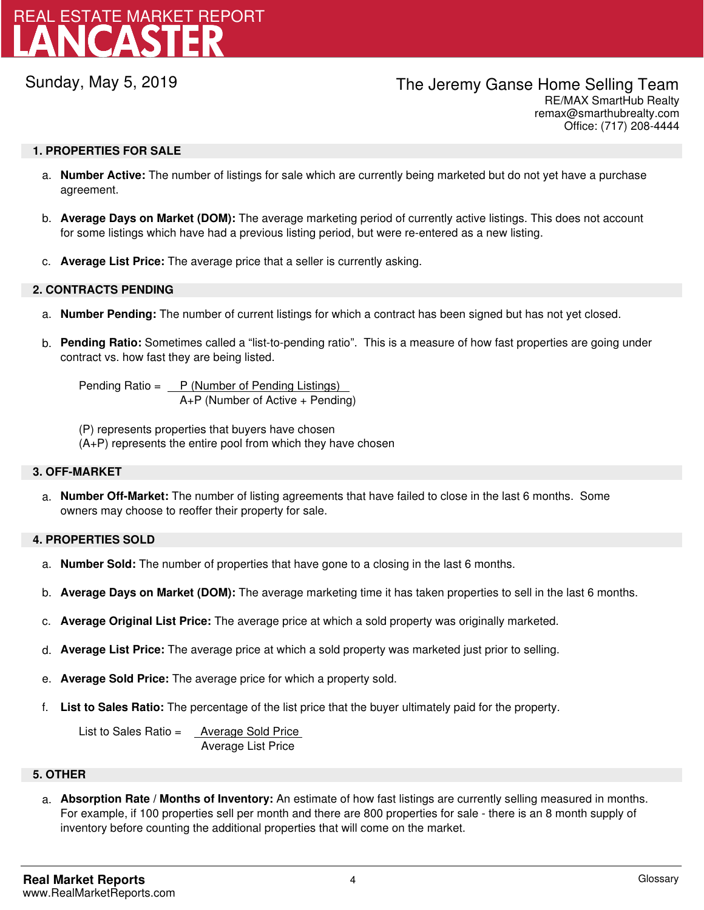# LANCASTER REAL ESTATE MARKET REPORT

Sunday, May 5, 2019

**The Jeremy Ganse Home Selling Team**
RE/MAX SmartHub Realty
remax@smarthubrealty.com
Office: (717) 208-4444

## 1. PROPERTIES FOR SALE

a. **Number Active:** The number of listings for sale which are currently being marketed but do not yet have a purchase agreement.

b. **Average Days on Market (DOM):** The average marketing period of currently active listings. This does not account for some listings which have had a previous listing period, but were re-entered as a new listing.

c. **Average List Price:** The average price that a seller is currently asking.

## 2. CONTRACTS PENDING

a. **Number Pending:** The number of current listings for which a contract has been signed but has not yet closed.

b. **Pending Ratio:** Sometimes called a "list-to-pending ratio". This is a measure of how fast properties are going under contract vs. how fast they are being listed.

$$\text{Pending Ratio} = \frac{\text{P (Number of Pending Listings)}}{\text{A+P (Number of Active + Pending)}}$$

(P) represents properties that buyers have chosen
(A+P) represents the entire pool from which they have chosen

## 3. OFF-MARKET

a. **Number Off-Market:** The number of listing agreements that have failed to close in the last 6 months. Some owners may choose to reoffer their property for sale.

## 4. PROPERTIES SOLD

a. **Number Sold:** The number of properties that have gone to a closing in the last 6 months.

b. **Average Days on Market (DOM):** The average marketing time it has taken properties to sell in the last 6 months.

c. **Average Original List Price:** The average price at which a sold property was originally marketed.

d. **Average List Price:** The average price at which a sold property was marketed just prior to selling.

e. **Average Sold Price:** The average price for which a property sold.

f. **List to Sales Ratio:** The percentage of the list price that the buyer ultimately paid for the property.

$$\text{List to Sales Ratio} = \frac{\text{Average Sold Price}}{\text{Average List Price}}$$

## 5. OTHER

a. **Absorption Rate / Months of Inventory:** An estimate of how fast listings are currently selling measured in months. For example, if 100 properties sell per month and there are 800 properties for sale - there is an 8 month supply of inventory before counting the additional properties that will come on the market.